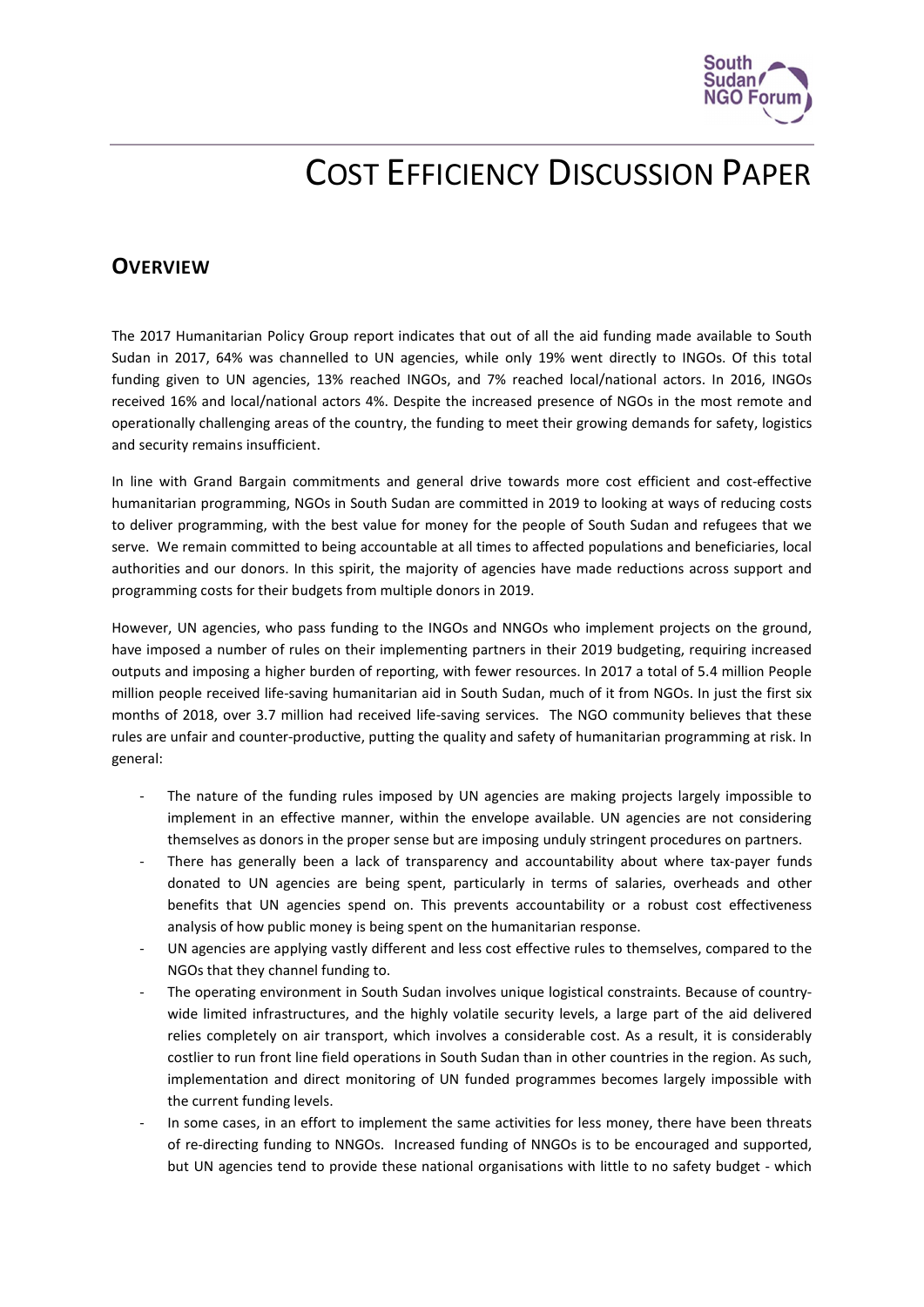# COST EFFICIENCY DISCUSSION PAPER

## OVERVIEW

The 2017 Humanitarian Policy Group report indicates that out of all the aid funding made available to South Sudan in 2017, 64% was channelled to UN agencies, while only 19% went directly to INGOs. Of this total funding given to UN agencies, 13% reached INGOs, and 7% reached local/national actors. In 2016, INGOs received 16% and local/national actors 4%. Despite the increased presence of NGOs in the most remote and operationally challenging areas of the country, the funding to meet their growing demands for safety, logistics and security remains insufficient.

In line with Grand Bargain commitments and general drive towards more cost efficient and cost-effective humanitarian programming, NGOs in South Sudan are committed in 2019 to looking at ways of reducing costs to deliver programming, with the best value for money for the people of South Sudan and refugees that we serve. We remain committed to being accountable at all times to affected populations and beneficiaries, local authorities and our donors. In this spirit, the majority of agencies have made reductions across support and programming costs for their budgets from multiple donors in 2019.

However, UN agencies, who pass funding to the INGOs and NNGOs who implement projects on the ground, have imposed a number of rules on their implementing partners in their 2019 budgeting, requiring increased outputs and imposing a higher burden of reporting, with fewer resources. In 2017 a total of 5.4 million People million people received life-saving humanitarian aid in South Sudan, much of it from NGOs. In just the first six months of 2018, over 3.7 million had received life-saving services. The NGO community believes that these rules are unfair and counter-productive, putting the quality and safety of humanitarian programming at risk. In general:

- The nature of the funding rules imposed by UN agencies are making projects largely impossible to implement in an effective manner, within the envelope available. UN agencies are not considering themselves as donors in the proper sense but are imposing unduly stringent procedures on partners.
- There has generally been a lack of transparency and accountability about where tax-payer funds donated to UN agencies are being spent, particularly in terms of salaries, overheads and other benefits that UN agencies spend on. This prevents accountability or a robust cost effectiveness analysis of how public money is being spent on the humanitarian response.
- UN agencies are applying vastly different and less cost effective rules to themselves, compared to the NGOs that they channel funding to.
- The operating environment in South Sudan involves unique logistical constraints. Because of country-wide limited infrastructures, and the highly volatile security levels, a large part of the aid delivered relies completely on air transport, which involves a considerable cost. As a result, it is considerably costlier to run front line field operations in South Sudan than in other countries in the region. As such, implementation and direct monitoring of UN funded programmes becomes largely impossible with the current funding levels.
- In some cases, in an effort to implement the same activities for less money, there have been threats of re-directing funding to NNGOs. Increased funding of NNGOs is to be encouraged and supported, but UN agencies tend to provide these national organisations with little to no safety budget - which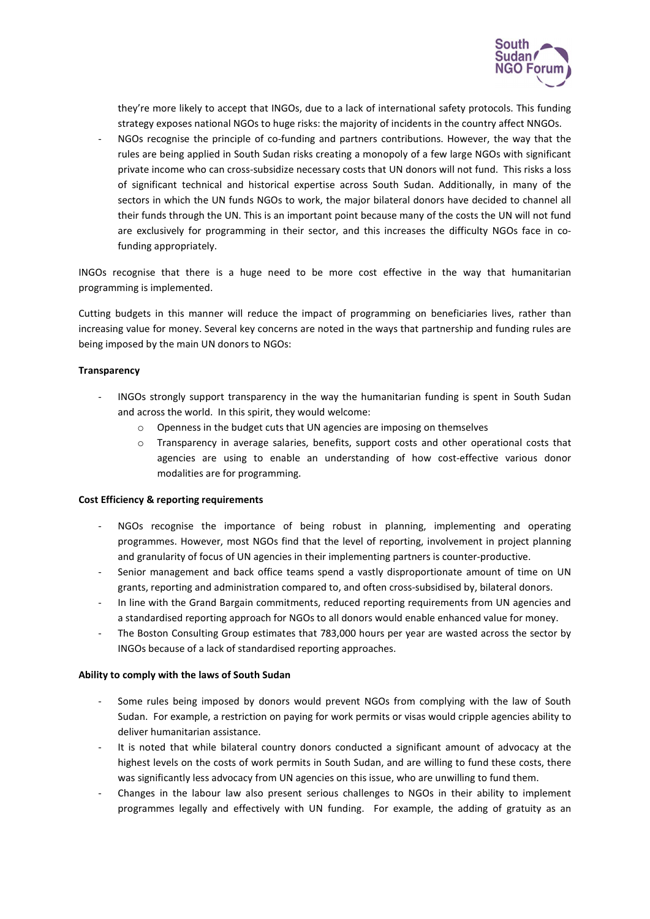they're more likely to accept that INGOs, due to a lack of international safety protocols. This funding strategy exposes national NGOs to huge risks: the majority of incidents in the country affect NNGOs.

- NGOs recognise the principle of co-funding and partners contributions. However, the way that the rules are being applied in South Sudan risks creating a monopoly of a few large NGOs with significant private income who can cross-subsidize necessary costs that UN donors will not fund. This risks a loss of significant technical and historical expertise across South Sudan. Additionally, in many of the sectors in which the UN funds NGOs to work, the major bilateral donors have decided to channel all their funds through the UN. This is an important point because many of the costs the UN will not fund are exclusively for programming in their sector, and this increases the difficulty NGOs face in co-funding appropriately.

INGOs recognise that there is a huge need to be more cost effective in the way that humanitarian programming is implemented.

Cutting budgets in this manner will reduce the impact of programming on beneficiaries lives, rather than increasing value for money. Several key concerns are noted in the ways that partnership and funding rules are being imposed by the main UN donors to NGOs:

**Transparency**

- INGOs strongly support transparency in the way the humanitarian funding is spent in South Sudan and across the world. In this spirit, they would welcome:
  - Openness in the budget cuts that UN agencies are imposing on themselves
  - Transparency in average salaries, benefits, support costs and other operational costs that agencies are using to enable an understanding of how cost-effective various donor modalities are for programming.

**Cost Efficiency & reporting requirements**

- NGOs recognise the importance of being robust in planning, implementing and operating programmes. However, most NGOs find that the level of reporting, involvement in project planning and granularity of focus of UN agencies in their implementing partners is counter-productive.
- Senior management and back office teams spend a vastly disproportionate amount of time on UN grants, reporting and administration compared to, and often cross-subsidised by, bilateral donors.
- In line with the Grand Bargain commitments, reduced reporting requirements from UN agencies and a standardised reporting approach for NGOs to all donors would enable enhanced value for money.
- The Boston Consulting Group estimates that 783,000 hours per year are wasted across the sector by INGOs because of a lack of standardised reporting approaches.

**Ability to comply with the laws of South Sudan**

- Some rules being imposed by donors would prevent NGOs from complying with the law of South Sudan. For example, a restriction on paying for work permits or visas would cripple agencies ability to deliver humanitarian assistance.
- It is noted that while bilateral country donors conducted a significant amount of advocacy at the highest levels on the costs of work permits in South Sudan, and are willing to fund these costs, there was significantly less advocacy from UN agencies on this issue, who are unwilling to fund them.
- Changes in the labour law also present serious challenges to NGOs in their ability to implement programmes legally and effectively with UN funding. For example, the adding of gratuity as an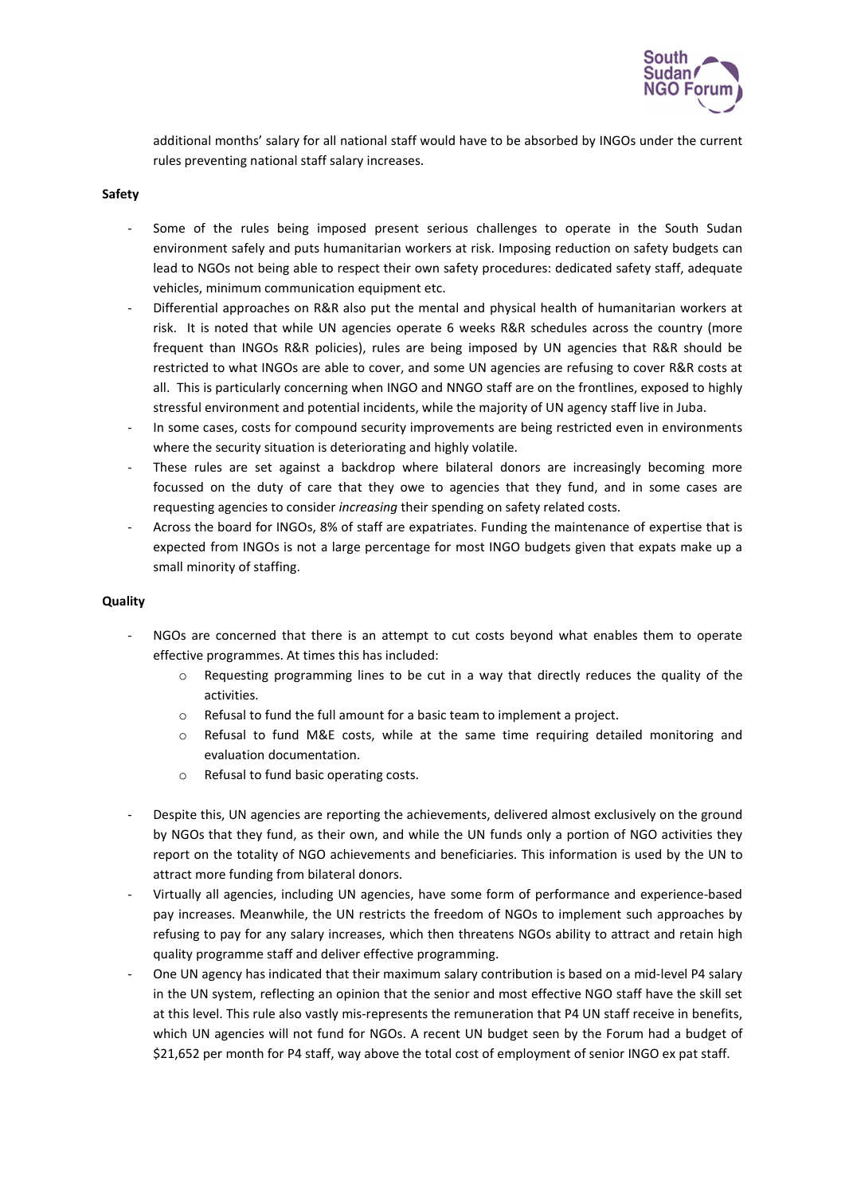additional months' salary for all national staff would have to be absorbed by INGOs under the current rules preventing national staff salary increases.

**Safety**

- Some of the rules being imposed present serious challenges to operate in the South Sudan environment safely and puts humanitarian workers at risk. Imposing reduction on safety budgets can lead to NGOs not being able to respect their own safety procedures: dedicated safety staff, adequate vehicles, minimum communication equipment etc.
- Differential approaches on R&R also put the mental and physical health of humanitarian workers at risk. It is noted that while UN agencies operate 6 weeks R&R schedules across the country (more frequent than INGOs R&R policies), rules are being imposed by UN agencies that R&R should be restricted to what INGOs are able to cover, and some UN agencies are refusing to cover R&R costs at all. This is particularly concerning when INGO and NNGO staff are on the frontlines, exposed to highly stressful environment and potential incidents, while the majority of UN agency staff live in Juba.
- In some cases, costs for compound security improvements are being restricted even in environments where the security situation is deteriorating and highly volatile.
- These rules are set against a backdrop where bilateral donors are increasingly becoming more focussed on the duty of care that they owe to agencies that they fund, and in some cases are requesting agencies to consider *increasing* their spending on safety related costs.
- Across the board for INGOs, 8% of staff are expatriates. Funding the maintenance of expertise that is expected from INGOs is not a large percentage for most INGO budgets given that expats make up a small minority of staffing.

**Quality**

- NGOs are concerned that there is an attempt to cut costs beyond what enables them to operate effective programmes. At times this has included:
  - Requesting programming lines to be cut in a way that directly reduces the quality of the activities.
  - Refusal to fund the full amount for a basic team to implement a project.
  - Refusal to fund M&E costs, while at the same time requiring detailed monitoring and evaluation documentation.
  - Refusal to fund basic operating costs.

- Despite this, UN agencies are reporting the achievements, delivered almost exclusively on the ground by NGOs that they fund, as their own, and while the UN funds only a portion of NGO activities they report on the totality of NGO achievements and beneficiaries. This information is used by the UN to attract more funding from bilateral donors.
- Virtually all agencies, including UN agencies, have some form of performance and experience-based pay increases. Meanwhile, the UN restricts the freedom of NGOs to implement such approaches by refusing to pay for any salary increases, which then threatens NGOs ability to attract and retain high quality programme staff and deliver effective programming.
- One UN agency has indicated that their maximum salary contribution is based on a mid-level P4 salary in the UN system, reflecting an opinion that the senior and most effective NGO staff have the skill set at this level. This rule also vastly mis-represents the remuneration that P4 UN staff receive in benefits, which UN agencies will not fund for NGOs. A recent UN budget seen by the Forum had a budget of $21,652 per month for P4 staff, way above the total cost of employment of senior INGO ex pat staff.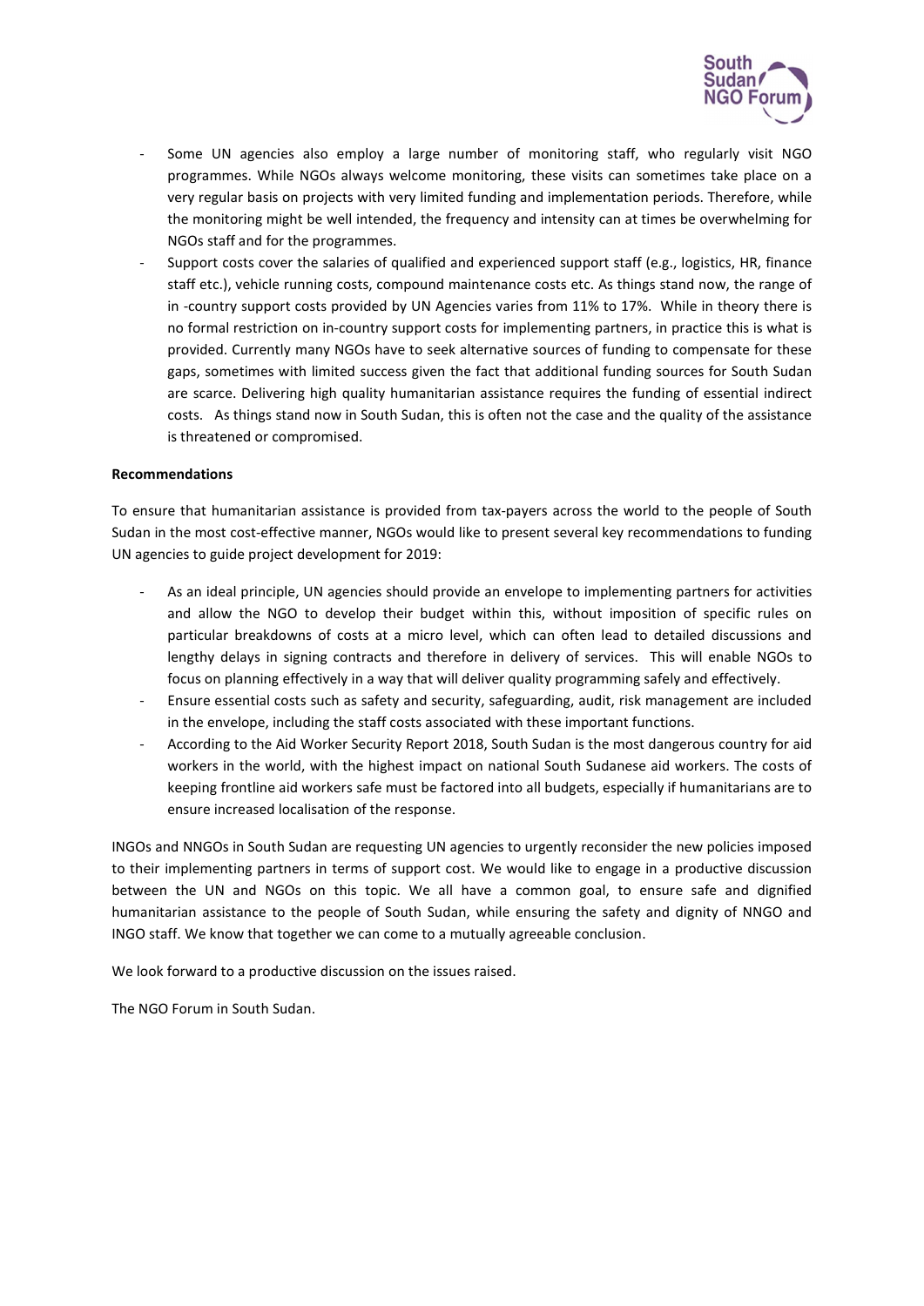- Some UN agencies also employ a large number of monitoring staff, who regularly visit NGO programmes. While NGOs always welcome monitoring, these visits can sometimes take place on a very regular basis on projects with very limited funding and implementation periods. Therefore, while the monitoring might be well intended, the frequency and intensity can at times be overwhelming for NGOs staff and for the programmes.
- Support costs cover the salaries of qualified and experienced support staff (e.g., logistics, HR, finance staff etc.), vehicle running costs, compound maintenance costs etc. As things stand now, the range of in -country support costs provided by UN Agencies varies from 11% to 17%. While in theory there is no formal restriction on in-country support costs for implementing partners, in practice this is what is provided. Currently many NGOs have to seek alternative sources of funding to compensate for these gaps, sometimes with limited success given the fact that additional funding sources for South Sudan are scarce. Delivering high quality humanitarian assistance requires the funding of essential indirect costs. As things stand now in South Sudan, this is often not the case and the quality of the assistance is threatened or compromised.

**Recommendations**

To ensure that humanitarian assistance is provided from tax-payers across the world to the people of South Sudan in the most cost-effective manner, NGOs would like to present several key recommendations to funding UN agencies to guide project development for 2019:

- As an ideal principle, UN agencies should provide an envelope to implementing partners for activities and allow the NGO to develop their budget within this, without imposition of specific rules on particular breakdowns of costs at a micro level, which can often lead to detailed discussions and lengthy delays in signing contracts and therefore in delivery of services. This will enable NGOs to focus on planning effectively in a way that will deliver quality programming safely and effectively.
- Ensure essential costs such as safety and security, safeguarding, audit, risk management are included in the envelope, including the staff costs associated with these important functions.
- According to the Aid Worker Security Report 2018, South Sudan is the most dangerous country for aid workers in the world, with the highest impact on national South Sudanese aid workers. The costs of keeping frontline aid workers safe must be factored into all budgets, especially if humanitarians are to ensure increased localisation of the response.

INGOs and NNGOs in South Sudan are requesting UN agencies to urgently reconsider the new policies imposed to their implementing partners in terms of support cost. We would like to engage in a productive discussion between the UN and NGOs on this topic. We all have a common goal, to ensure safe and dignified humanitarian assistance to the people of South Sudan, while ensuring the safety and dignity of NNGO and INGO staff. We know that together we can come to a mutually agreeable conclusion.

We look forward to a productive discussion on the issues raised.

The NGO Forum in South Sudan.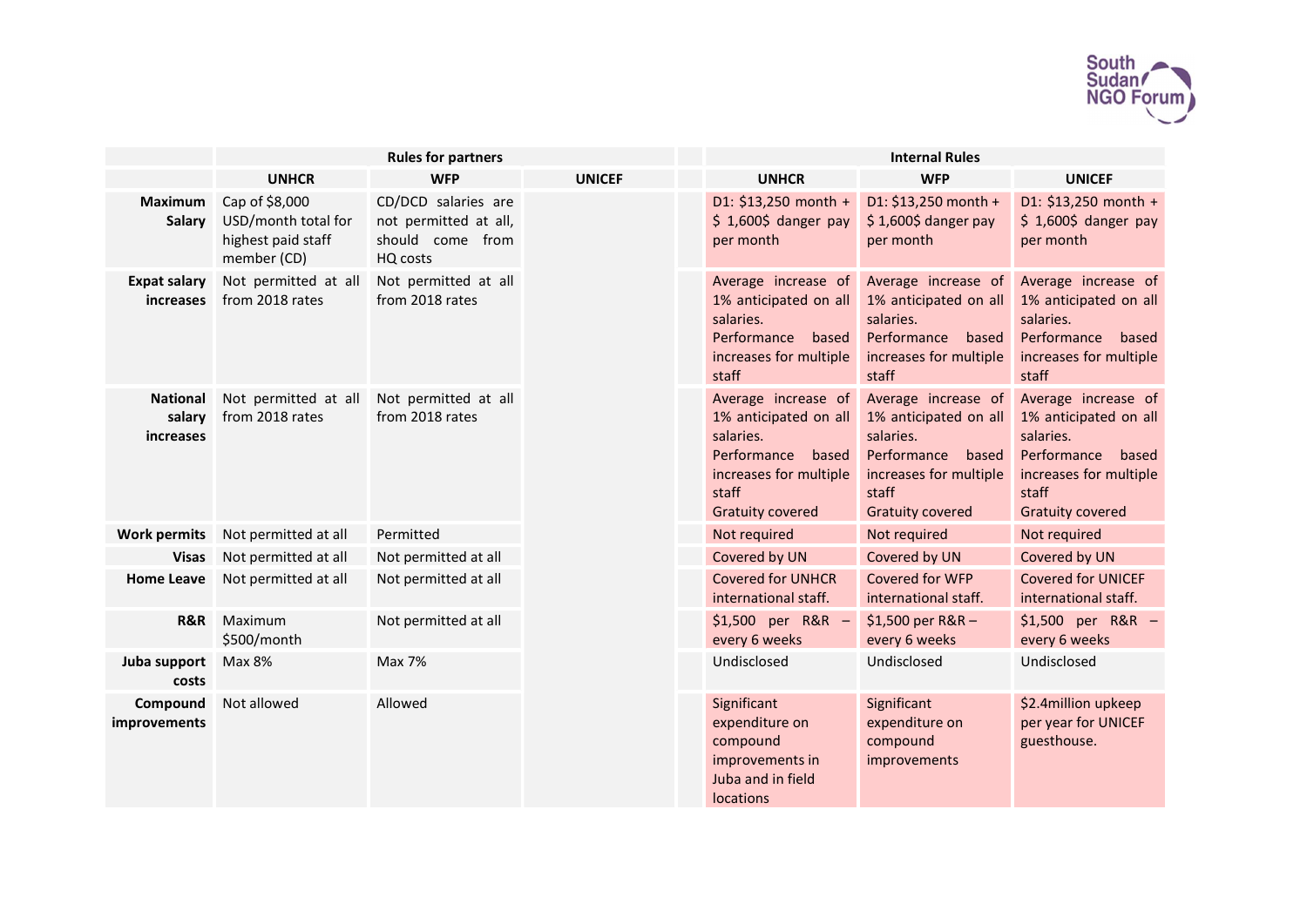| | Rules for partners | | | | Internal Rules | | |
|---|---|---|---|---|---|---|---|
| | UNHCR | WFP | UNICEF | | UNHCR | WFP | UNICEF |
| **Maximum Salary** | Cap of $8,000 USD/month total for highest paid staff member (CD) | CD/DCD salaries are not permitted at all, should come from HQ costs | | | D1: $13,250 month + $ 1,600$ danger pay per month | D1: $13,250 month + $ 1,600$ danger pay per month | D1: $13,250 month + $ 1,600$ danger pay per month |
| **Expat salary increases** | Not permitted at all from 2018 rates | Not permitted at all from 2018 rates | | | Average increase of 1% anticipated on all salaries. Performance based increases for multiple staff | Average increase of 1% anticipated on all salaries. Performance based increases for multiple staff | Average increase of 1% anticipated on all salaries. Performance based increases for multiple staff |
| **National salary increases** | Not permitted at all from 2018 rates | Not permitted at all from 2018 rates | | | Average increase of 1% anticipated on all salaries. Performance based increases for multiple staff Gratuity covered | Average increase of 1% anticipated on all salaries. Performance based increases for multiple staff Gratuity covered | Average increase of 1% anticipated on all salaries. Performance based increases for multiple staff Gratuity covered |
| **Work permits** | Not permitted at all | Permitted | | | Not required | Not required | Not required |
| **Visas** | Not permitted at all | Not permitted at all | | | Covered by UN | Covered by UN | Covered by UN |
| **Home Leave** | Not permitted at all | Not permitted at all | | | Covered for UNHCR international staff. | Covered for WFP international staff. | Covered for UNICEF international staff. |
| **R&R** | Maximum $500/month | Not permitted at all | | | $1,500 per R&R – every 6 weeks | $1,500 per R&R – every 6 weeks | $1,500 per R&R – every 6 weeks |
| **Juba support costs** | Max 8% | Max 7% | | | Undisclosed | Undisclosed | Undisclosed |
| **Compound improvements** | Not allowed | Allowed | | | Significant expenditure on compound improvements in Juba and in field locations | Significant expenditure on compound improvements | $2.4million upkeep per year for UNICEF guesthouse. |